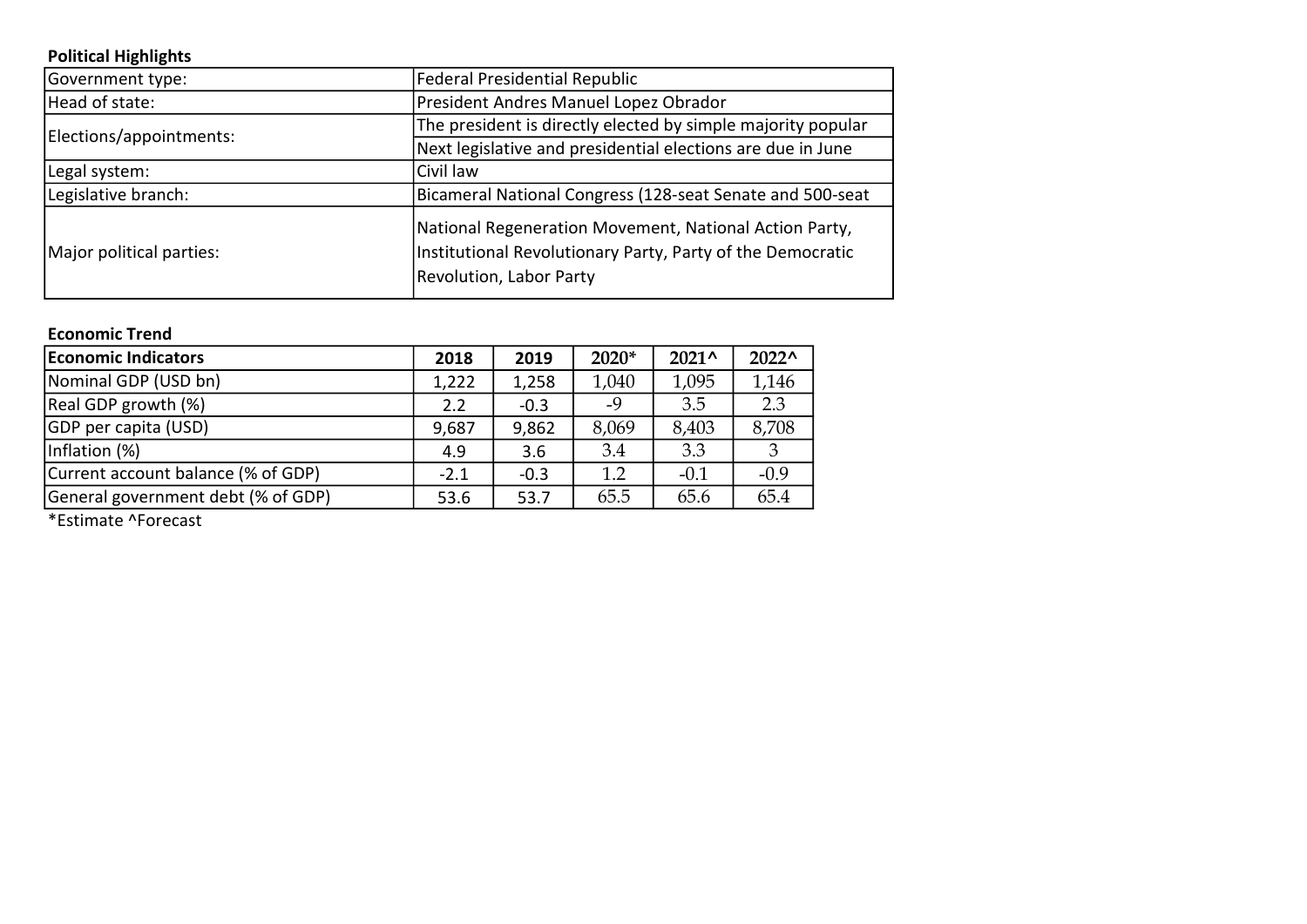**Political Highlights**

| | |
|---|---|
| Government type: | Federal Presidential Republic |
| Head of state: | President Andres Manuel Lopez Obrador |
| Elections/appointments: | The president is directly elected by simple majority popular |
| | Next legislative and presidential elections are due in June |
| Legal system: | Civil law |
| Legislative branch: | Bicameral National Congress (128-seat Senate and 500-seat |
| Major political parties: | National Regeneration Movement, National Action Party, Institutional Revolutionary Party, Party of the Democratic Revolution, Labor Party |

**Economic Trend**

| Economic Indicators | 2018 | 2019 | 2020* | 2021^ | 2022^ |
|---|---|---|---|---|---|
| Nominal GDP (USD bn) | 1,222 | 1,258 | 1,040 | 1,095 | 1,146 |
| Real GDP growth (%) | 2.2 | -0.3 | -9 | 3.5 | 2.3 |
| GDP per capita (USD) | 9,687 | 9,862 | 8,069 | 8,403 | 8,708 |
| Inflation (%) | 4.9 | 3.6 | 3.4 | 3.3 | 3 |
| Current account balance (% of GDP) | -2.1 | -0.3 | 1.2 | -0.1 | -0.9 |
| General government debt (% of GDP) | 53.6 | 53.7 | 65.5 | 65.6 | 65.4 |

*Estimate ^Forecast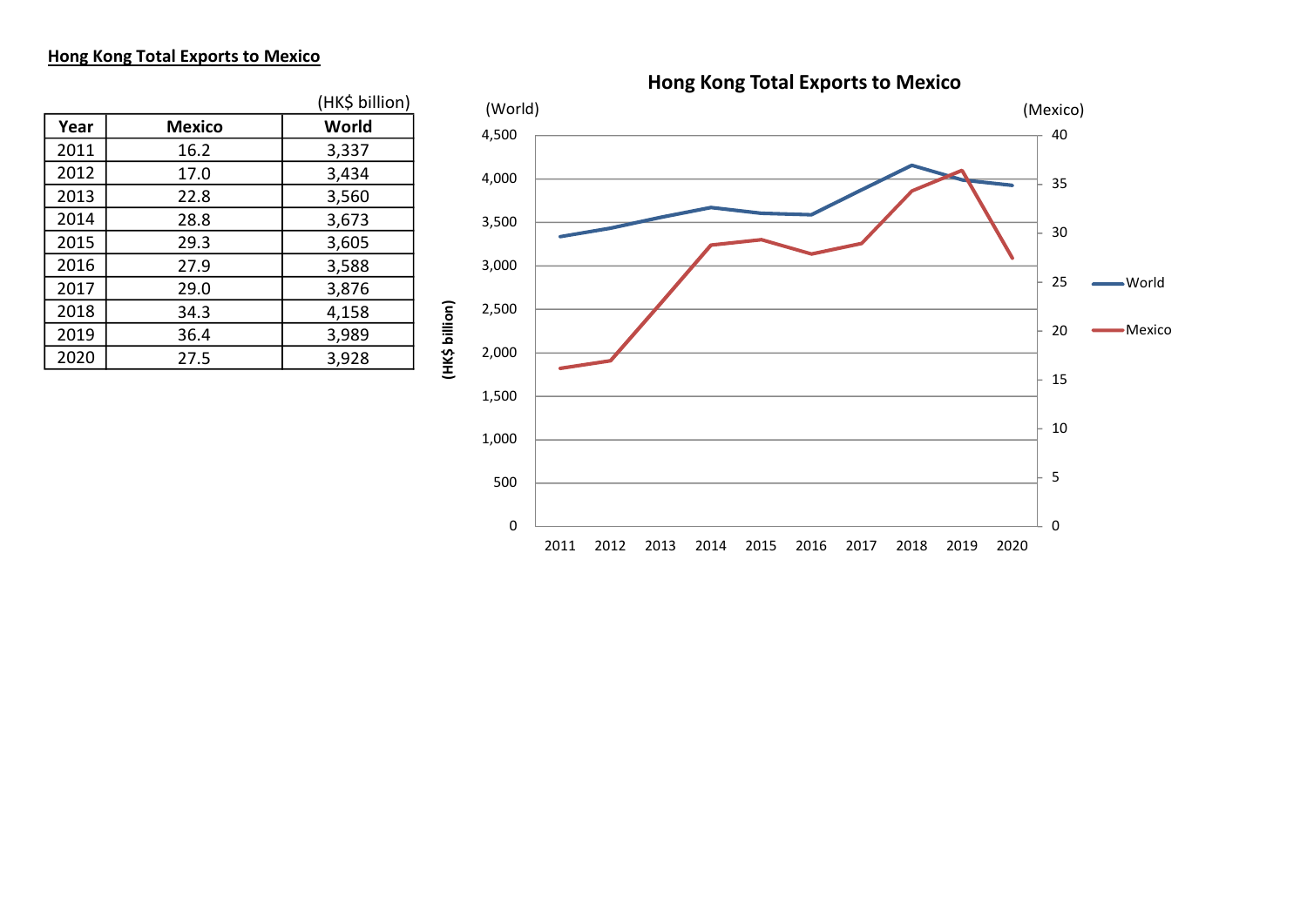**Hong Kong Total Exports to Mexico**

(HK$ billion)

| Year | Mexico | World |
|---|---|---|
| 2011 | 16.2 | 3,337 |
| 2012 | 17.0 | 3,434 |
| 2013 | 22.8 | 3,560 |
| 2014 | 28.8 | 3,673 |
| 2015 | 29.3 | 3,605 |
| 2016 | 27.9 | 3,588 |
| 2017 | 29.0 | 3,876 |
| 2018 | 34.3 | 4,158 |
| 2019 | 36.4 | 3,989 |
| 2020 | 27.5 | 3,928 |

**Hong Kong Total Exports to Mexico**

(World)

(Mexico)

(HK$ billion)

4,500
4,000
3,500
3,000
2,500
2,000
1,500
1,000
500
0

40
35
30
25
20
15
10
5
0

2011 2012 2013 2014 2015 2016 2017 2018 2019 2020

World

Mexico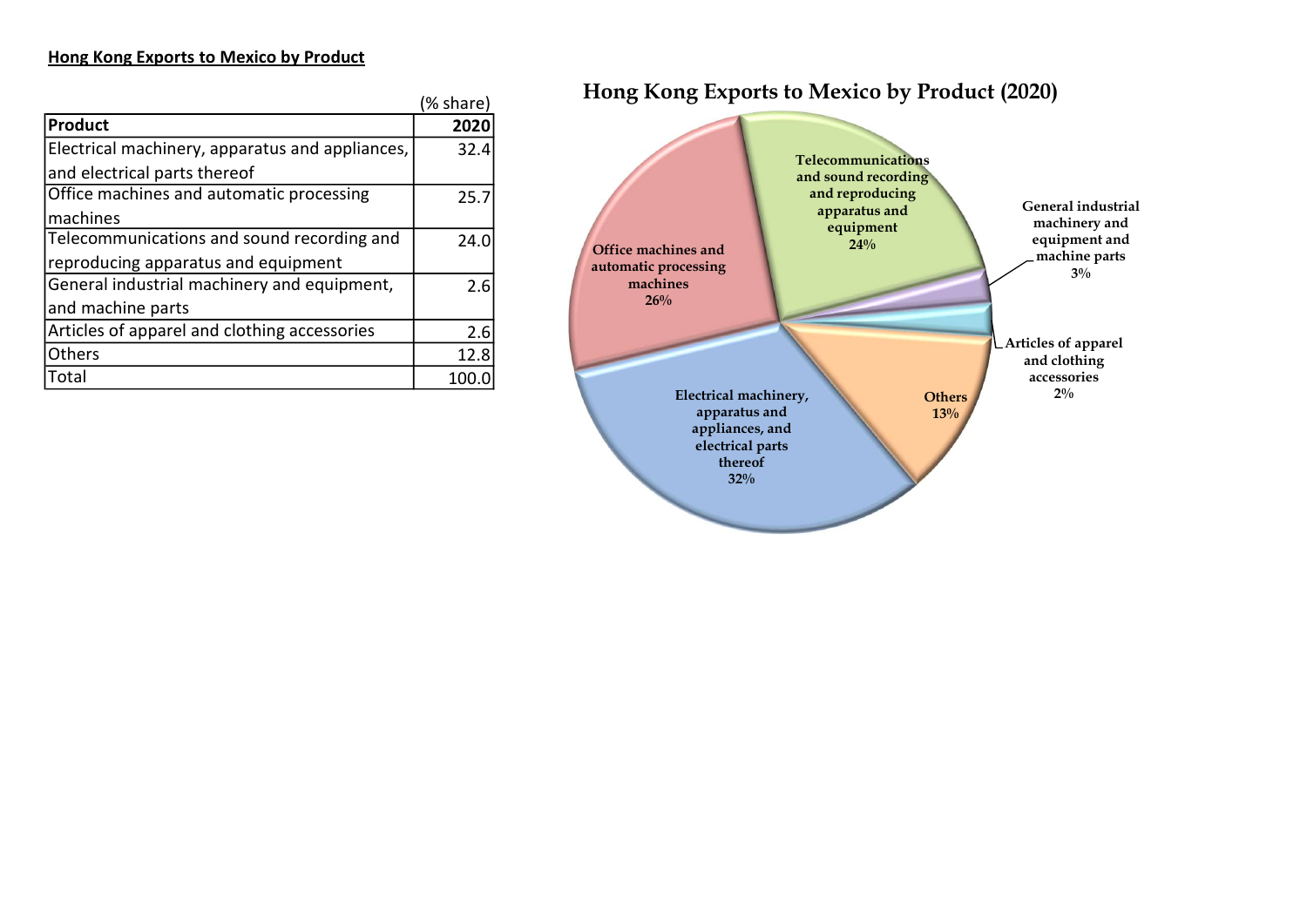**Hong Kong Exports to Mexico by Product**

(% share)

| Product | 2020 |
|---|---|
| Electrical machinery, apparatus and appliances, and electrical parts thereof | 32.4 |
| Office machines and automatic processing machines | 25.7 |
| Telecommunications and sound recording and reproducing apparatus and equipment | 24.0 |
| General industrial machinery and equipment, and machine parts | 2.6 |
| Articles of apparel and clothing accessories | 2.6 |
| Others | 12.8 |
| Total | 100.0 |

**Hong Kong Exports to Mexico by Product (2020)**

Telecommunications and sound recording and reproducing apparatus and equipment
24%

General industrial machinery and equipment and machine parts
3%

Office machines and automatic processing machines
26%

Articles of apparel and clothing accessories
2%

Electrical machinery, apparatus and appliances, and electrical parts thereof
32%

Others
13%